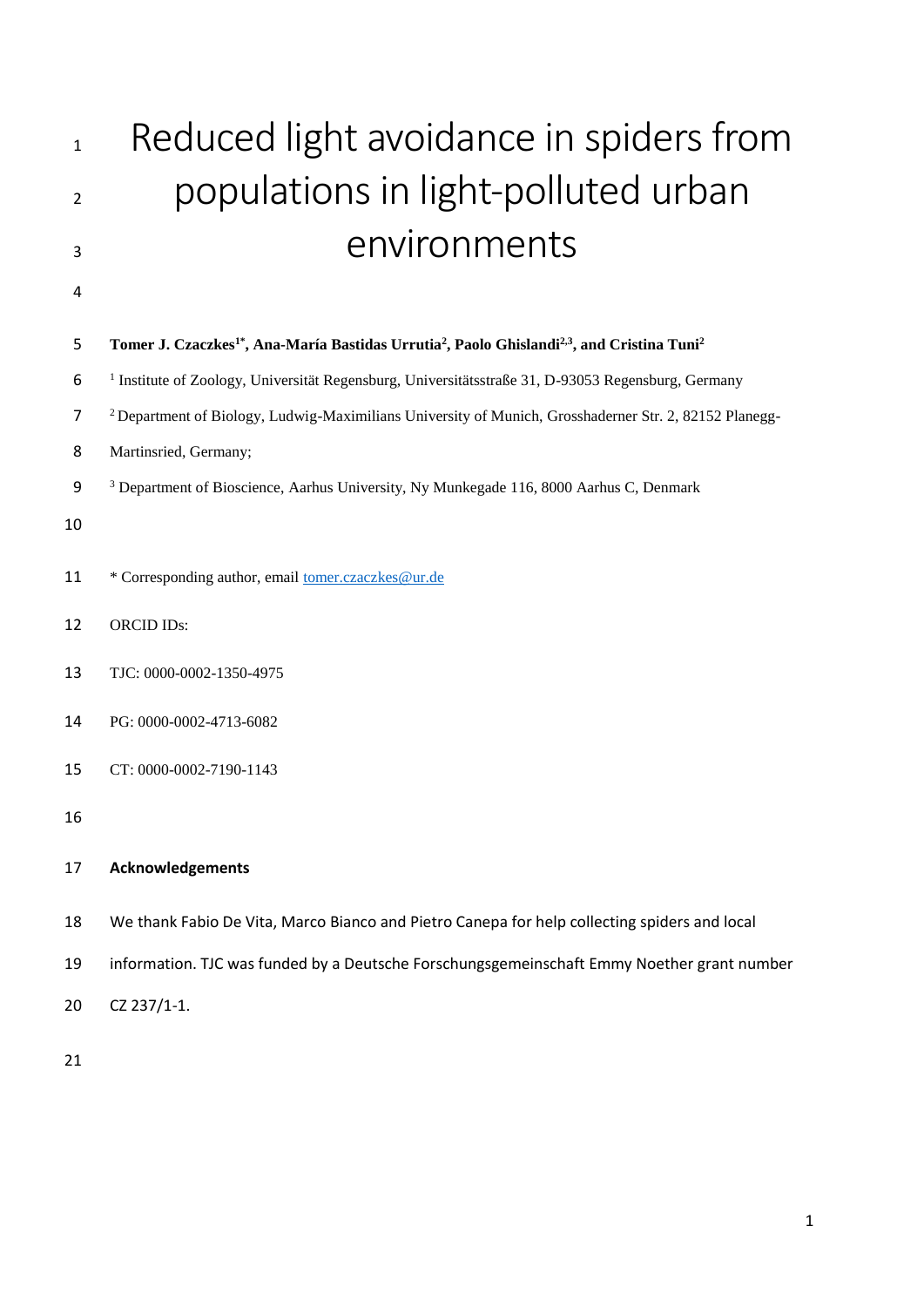# Reduced light avoidance in spiders from populations in light-polluted urban environments

**Tomer J. Czaczkes[1*], Ana-María Bastidas Urrutia[2], Paolo Ghislandi[2,3], and Cristina Tuni[2]**

[1] Institute of Zoology, Universität Regensburg, Universitätsstraße 31, D-93053 Regensburg, Germany

[2] Department of Biology, Ludwig-Maximilians University of Munich, Grosshaderner Str. 2, 82152 Planegg-Martinsried, Germany;

[3] Department of Bioscience, Aarhus University, Ny Munkegade 116, 8000 Aarhus C, Denmark

* Corresponding author, email tomer.czaczkes@ur.de

ORCID IDs:

TJC: 0000-0002-1350-4975

PG: 0000-0002-4713-6082

CT: 0000-0002-7190-1143

**Acknowledgements**

We thank Fabio De Vita, Marco Bianco and Pietro Canepa for help collecting spiders and local information. TJC was funded by a Deutsche Forschungsgemeinschaft Emmy Noether grant number CZ 237/1-1.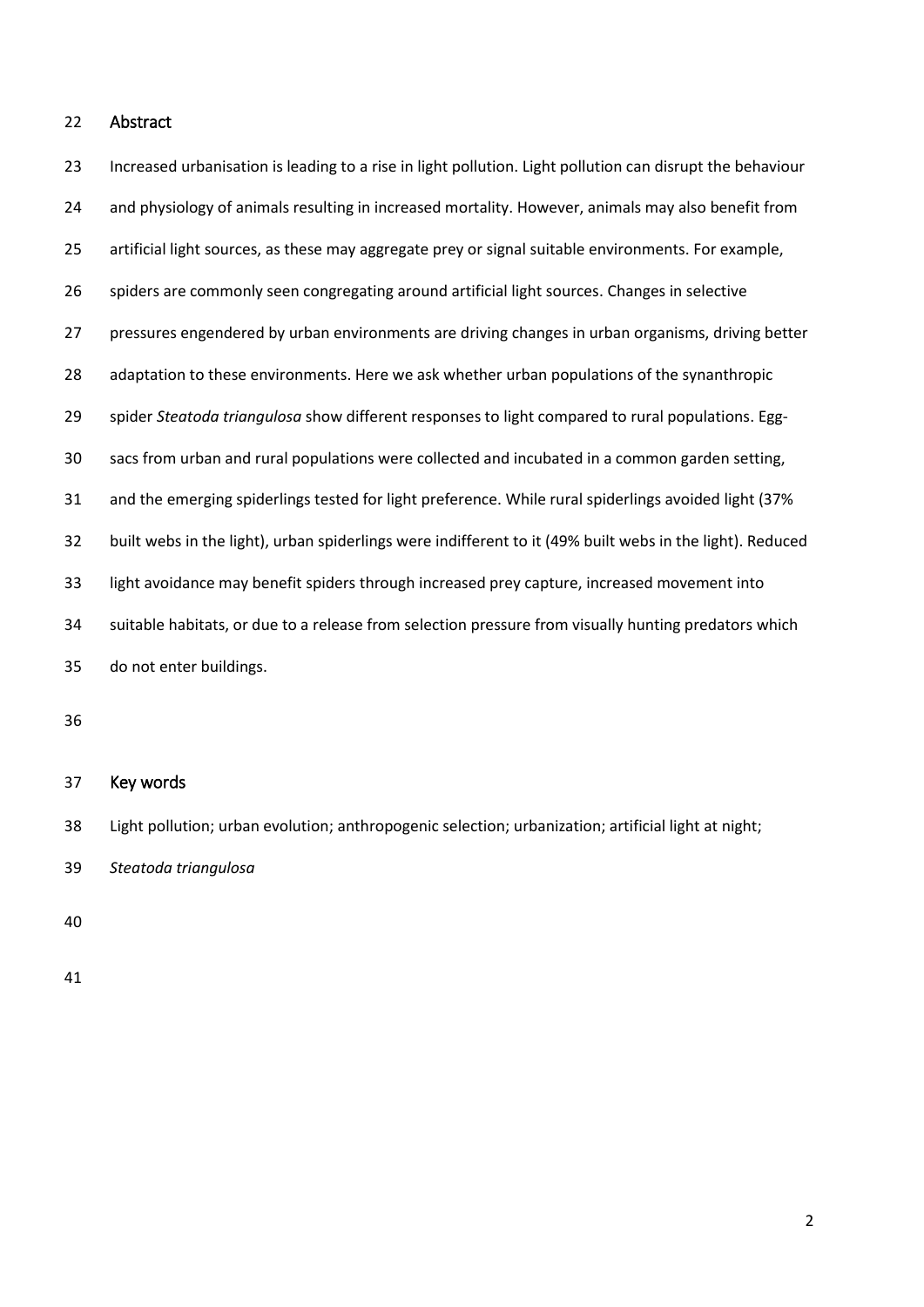## Abstract

Increased urbanisation is leading to a rise in light pollution. Light pollution can disrupt the behaviour and physiology of animals resulting in increased mortality. However, animals may also benefit from artificial light sources, as these may aggregate prey or signal suitable environments. For example, spiders are commonly seen congregating around artificial light sources. Changes in selective pressures engendered by urban environments are driving changes in urban organisms, driving better adaptation to these environments. Here we ask whether urban populations of the synanthropic spider *Steatoda triangulosa* show different responses to light compared to rural populations. Egg-sacs from urban and rural populations were collected and incubated in a common garden setting, and the emerging spiderlings tested for light preference. While rural spiderlings avoided light (37% built webs in the light), urban spiderlings were indifferent to it (49% built webs in the light). Reduced light avoidance may benefit spiders through increased prey capture, increased movement into suitable habitats, or due to a release from selection pressure from visually hunting predators which do not enter buildings.

## Key words

Light pollution; urban evolution; anthropogenic selection; urbanization; artificial light at night; *Steatoda triangulosa*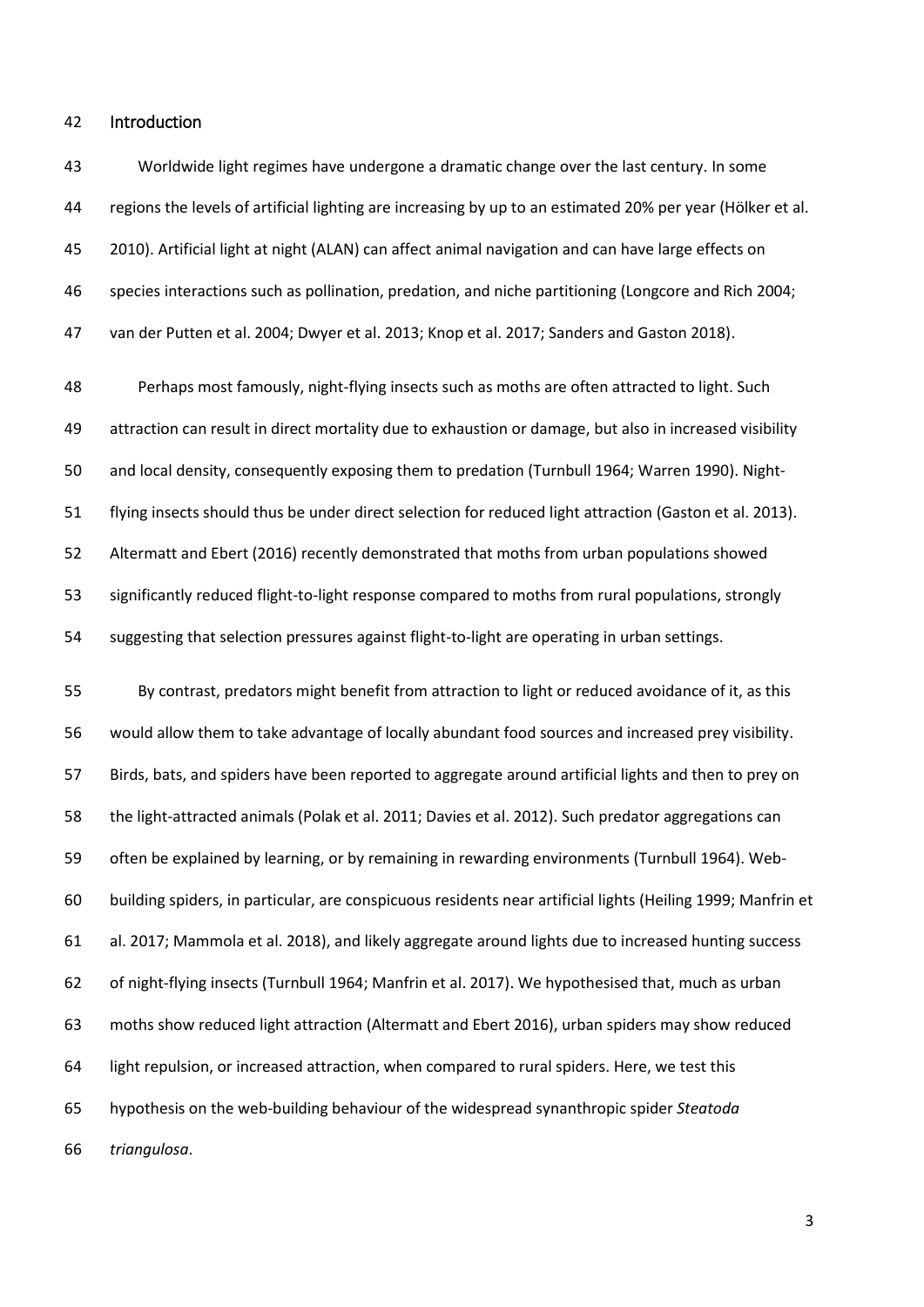## Introduction

Worldwide light regimes have undergone a dramatic change over the last century. In some regions the levels of artificial lighting are increasing by up to an estimated 20% per year (Hölker et al. 2010). Artificial light at night (ALAN) can affect animal navigation and can have large effects on species interactions such as pollination, predation, and niche partitioning (Longcore and Rich 2004; van der Putten et al. 2004; Dwyer et al. 2013; Knop et al. 2017; Sanders and Gaston 2018).

Perhaps most famously, night-flying insects such as moths are often attracted to light. Such attraction can result in direct mortality due to exhaustion or damage, but also in increased visibility and local density, consequently exposing them to predation (Turnbull 1964; Warren 1990). Night-flying insects should thus be under direct selection for reduced light attraction (Gaston et al. 2013). Altermatt and Ebert (2016) recently demonstrated that moths from urban populations showed significantly reduced flight-to-light response compared to moths from rural populations, strongly suggesting that selection pressures against flight-to-light are operating in urban settings.

By contrast, predators might benefit from attraction to light or reduced avoidance of it, as this would allow them to take advantage of locally abundant food sources and increased prey visibility. Birds, bats, and spiders have been reported to aggregate around artificial lights and then to prey on the light-attracted animals (Polak et al. 2011; Davies et al. 2012). Such predator aggregations can often be explained by learning, or by remaining in rewarding environments (Turnbull 1964). Web-building spiders, in particular, are conspicuous residents near artificial lights (Heiling 1999; Manfrin et al. 2017; Mammola et al. 2018), and likely aggregate around lights due to increased hunting success of night-flying insects (Turnbull 1964; Manfrin et al. 2017). We hypothesised that, much as urban moths show reduced light attraction (Altermatt and Ebert 2016), urban spiders may show reduced light repulsion, or increased attraction, when compared to rural spiders. Here, we test this hypothesis on the web-building behaviour of the widespread synanthropic spider *Steatoda triangulosa*.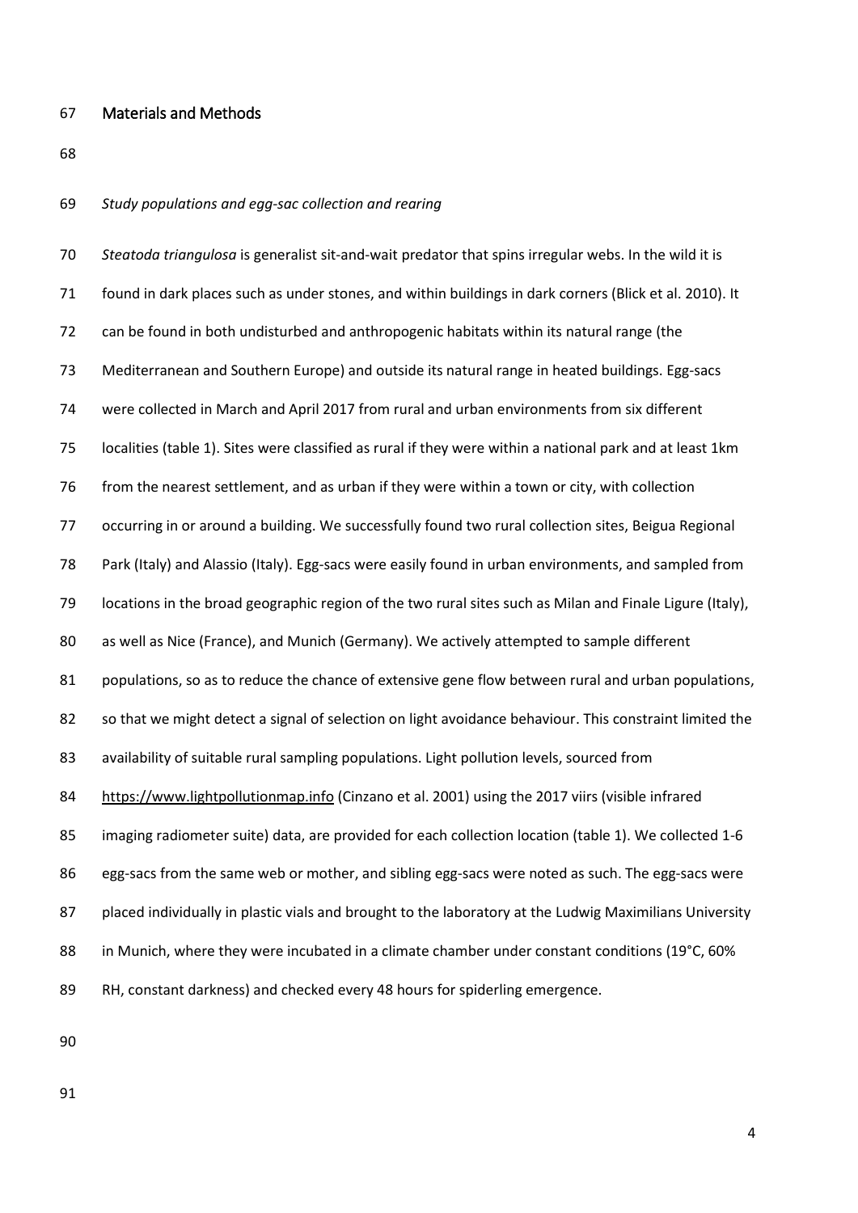## Materials and Methods

### *Study populations and egg-sac collection and rearing*

*Steatoda triangulosa* is generalist sit-and-wait predator that spins irregular webs. In the wild it is found in dark places such as under stones, and within buildings in dark corners (Blick et al. 2010). It can be found in both undisturbed and anthropogenic habitats within its natural range (the Mediterranean and Southern Europe) and outside its natural range in heated buildings. Egg-sacs were collected in March and April 2017 from rural and urban environments from six different localities (table 1). Sites were classified as rural if they were within a national park and at least 1km from the nearest settlement, and as urban if they were within a town or city, with collection occurring in or around a building. We successfully found two rural collection sites, Beigua Regional Park (Italy) and Alassio (Italy). Egg-sacs were easily found in urban environments, and sampled from locations in the broad geographic region of the two rural sites such as Milan and Finale Ligure (Italy), as well as Nice (France), and Munich (Germany). We actively attempted to sample different populations, so as to reduce the chance of extensive gene flow between rural and urban populations, so that we might detect a signal of selection on light avoidance behaviour. This constraint limited the availability of suitable rural sampling populations. Light pollution levels, sourced from https://www.lightpollutionmap.info (Cinzano et al. 2001) using the 2017 viirs (visible infrared imaging radiometer suite) data, are provided for each collection location (table 1). We collected 1-6 egg-sacs from the same web or mother, and sibling egg-sacs were noted as such. The egg-sacs were placed individually in plastic vials and brought to the laboratory at the Ludwig Maximilians University in Munich, where they were incubated in a climate chamber under constant conditions (19°C, 60% RH, constant darkness) and checked every 48 hours for spiderling emergence.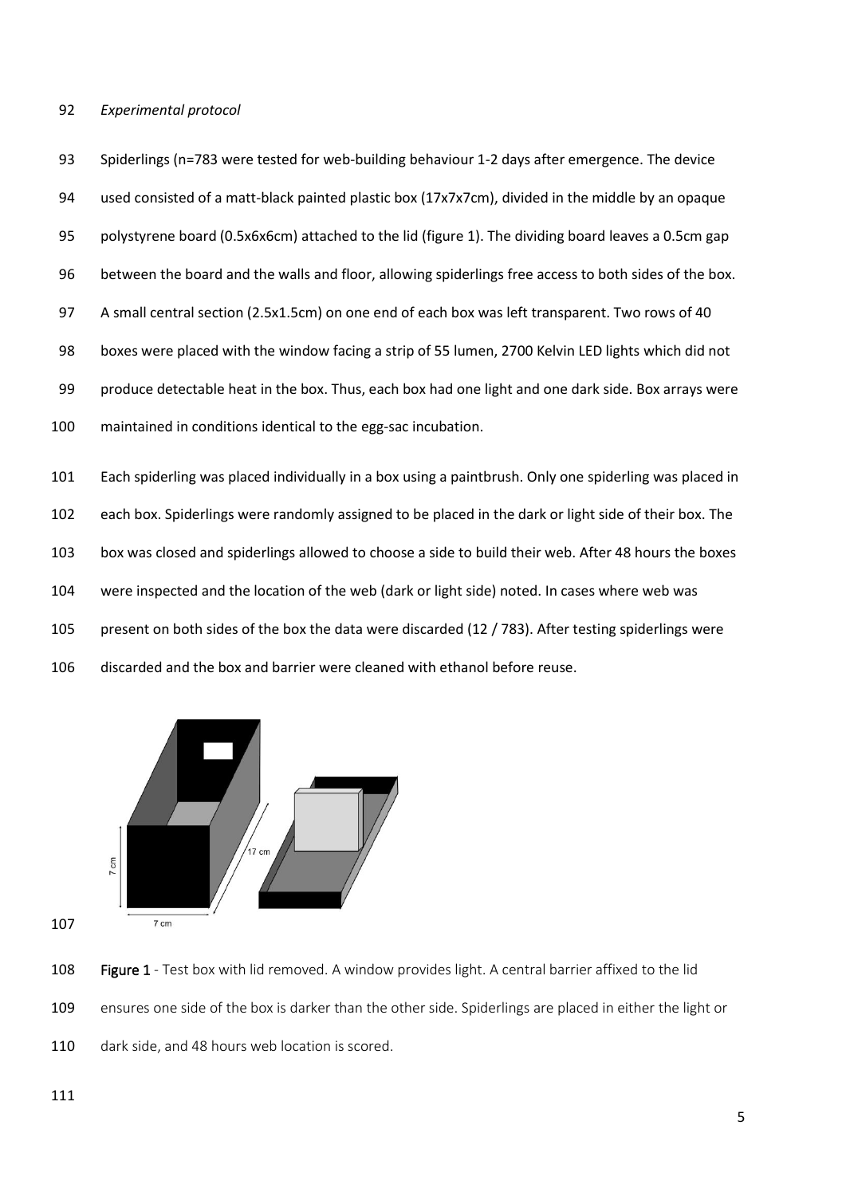*Experimental protocol*

Spiderlings (n=783 were tested for web-building behaviour 1-2 days after emergence. The device used consisted of a matt-black painted plastic box (17x7x7cm), divided in the middle by an opaque polystyrene board (0.5x6x6cm) attached to the lid (figure 1). The dividing board leaves a 0.5cm gap between the board and the walls and floor, allowing spiderlings free access to both sides of the box. A small central section (2.5x1.5cm) on one end of each box was left transparent. Two rows of 40 boxes were placed with the window facing a strip of 55 lumen, 2700 Kelvin LED lights which did not produce detectable heat in the box. Thus, each box had one light and one dark side. Box arrays were maintained in conditions identical to the egg-sac incubation.

Each spiderling was placed individually in a box using a paintbrush. Only one spiderling was placed in each box. Spiderlings were randomly assigned to be placed in the dark or light side of their box. The box was closed and spiderlings allowed to choose a side to build their web. After 48 hours the boxes were inspected and the location of the web (dark or light side) noted. In cases where web was present on both sides of the box the data were discarded (12 / 783). After testing spiderlings were discarded and the box and barrier were cleaned with ethanol before reuse.

**Figure 1** - Test box with lid removed. A window provides light. A central barrier affixed to the lid ensures one side of the box is darker than the other side. Spiderlings are placed in either the light or dark side, and 48 hours web location is scored.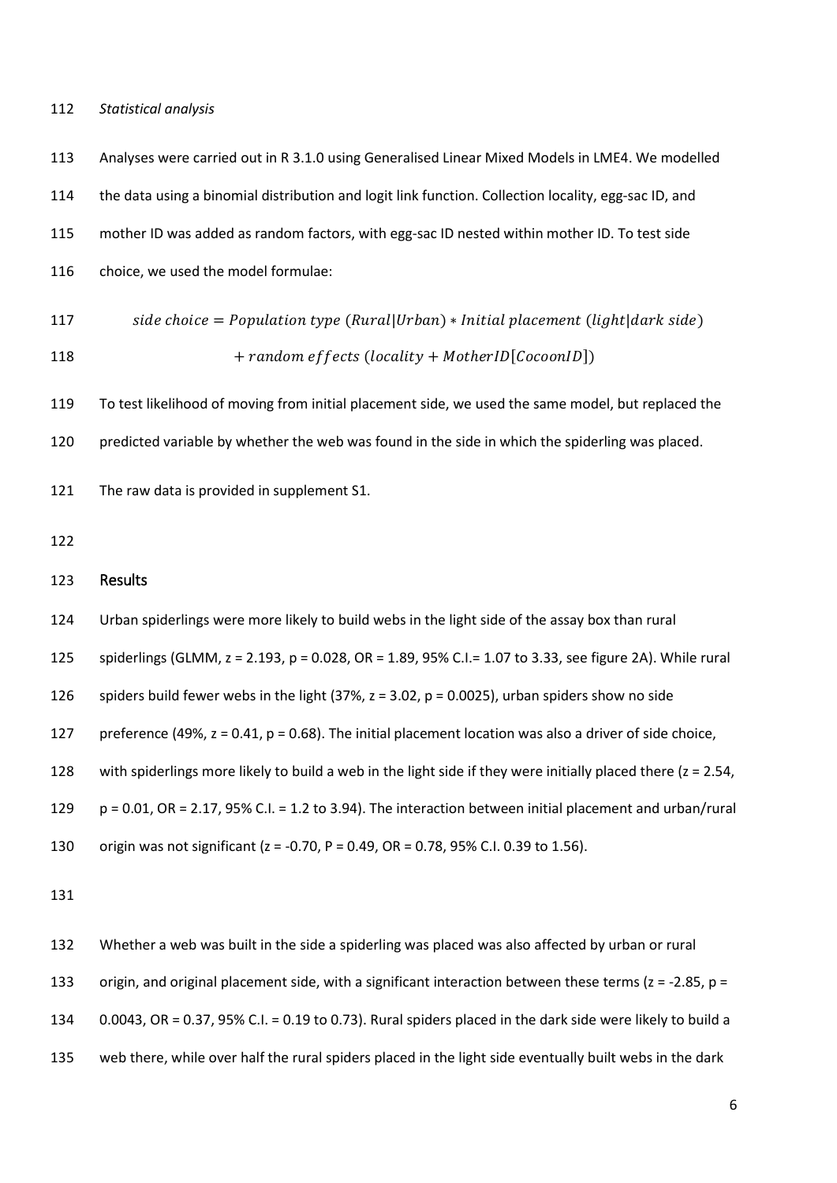*Statistical analysis*

Analyses were carried out in R 3.1.0 using Generalised Linear Mixed Models in LME4. We modelled the data using a binomial distribution and logit link function. Collection locality, egg-sac ID, and mother ID was added as random factors, with egg-sac ID nested within mother ID. To test side choice, we used the model formulae:

$$side\ choice = Population\ type\ (Rural|Urban) * Initial\ placement\ (light|dark\ side) + random\ effects\ (locality + MotherID[CocoonID])$$

To test likelihood of moving from initial placement side, we used the same model, but replaced the predicted variable by whether the web was found in the side in which the spiderling was placed.

The raw data is provided in supplement S1.

## Results

Urban spiderlings were more likely to build webs in the light side of the assay box than rural spiderlings (GLMM, $z = 2.193$, $p = 0.028$, OR = 1.89, 95% C.I.= 1.07 to 3.33, see figure 2A). While rural spiders build fewer webs in the light (37%, $z = 3.02$, $p = 0.0025$), urban spiders show no side preference (49%, $z = 0.41$, $p = 0.68$). The initial placement location was also a driver of side choice, with spiderlings more likely to build a web in the light side if they were initially placed there ($z = 2.54$, $p = 0.01$, OR = 2.17, 95% C.I. = 1.2 to 3.94). The interaction between initial placement and urban/rural origin was not significant ($z = -0.70$, $P = 0.49$, OR = 0.78, 95% C.I. 0.39 to 1.56).

Whether a web was built in the side a spiderling was placed was also affected by urban or rural origin, and original placement side, with a significant interaction between these terms ($z = -2.85$, $p = 0.0043$, OR = 0.37, 95% C.I. = 0.19 to 0.73). Rural spiders placed in the dark side were likely to build a web there, while over half the rural spiders placed in the light side eventually built webs in the dark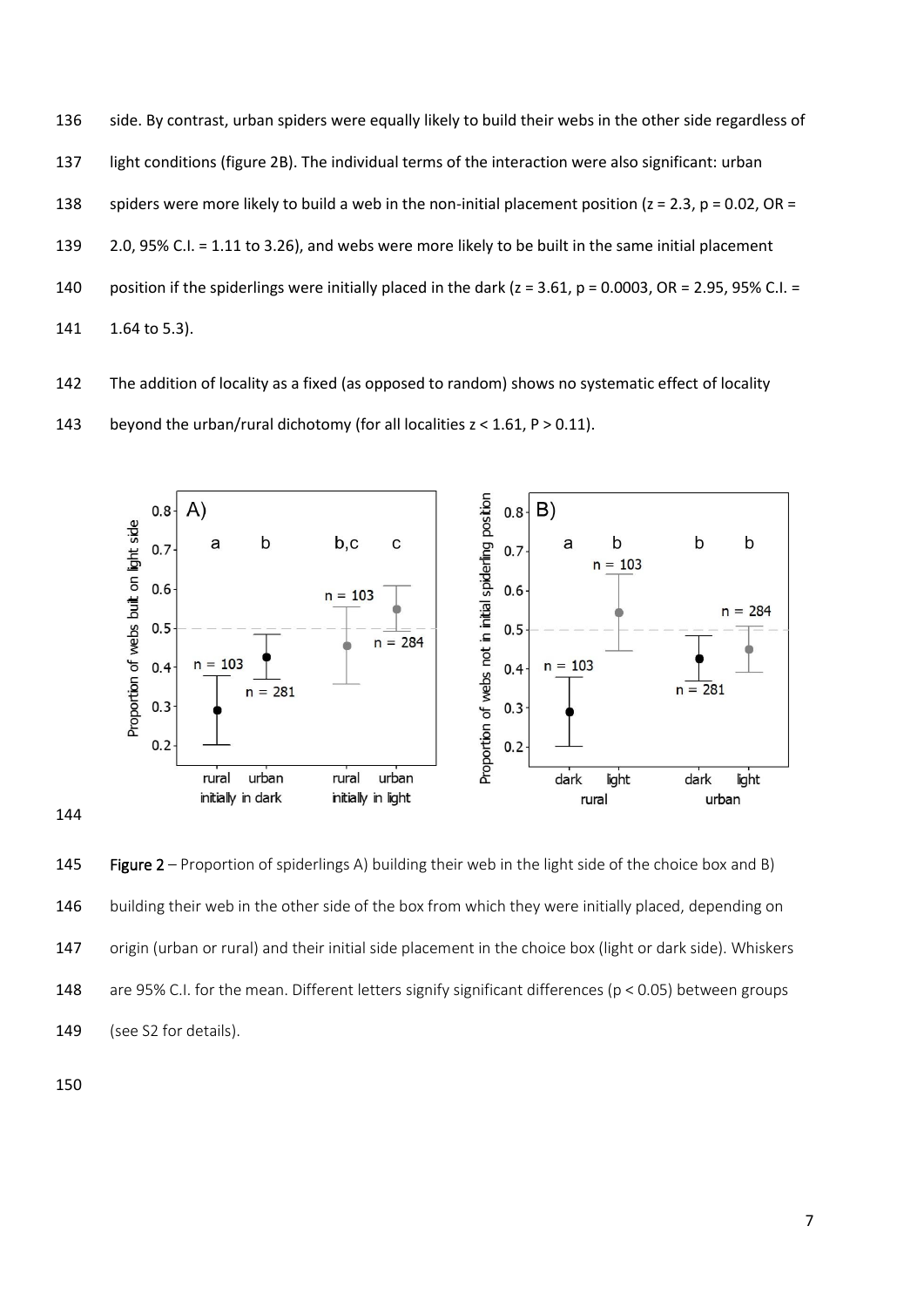side. By contrast, urban spiders were equally likely to build their webs in the other side regardless of light conditions (figure 2B). The individual terms of the interaction were also significant: urban spiders were more likely to build a web in the non-initial placement position ($z = 2.3$, $p = 0.02$, OR = 2.0, 95% C.I. = 1.11 to 3.26), and webs were more likely to be built in the same initial placement position if the spiderlings were initially placed in the dark ($z = 3.61$, $p = 0.0003$, OR = 2.95, 95% C.I. = 1.64 to 5.3).

The addition of locality as a fixed (as opposed to random) shows no systematic effect of locality beyond the urban/rural dichotomy (for all localities $z < 1.61$, $P > 0.11$).

**Figure 2** – Proportion of spiderlings A) building their web in the light side of the choice box and B) building their web in the other side of the box from which they were initially placed, depending on origin (urban or rural) and their initial side placement in the choice box (light or dark side). Whiskers are 95% C.I. for the mean. Different letters signify significant differences ($p < 0.05$) between groups (see S2 for details).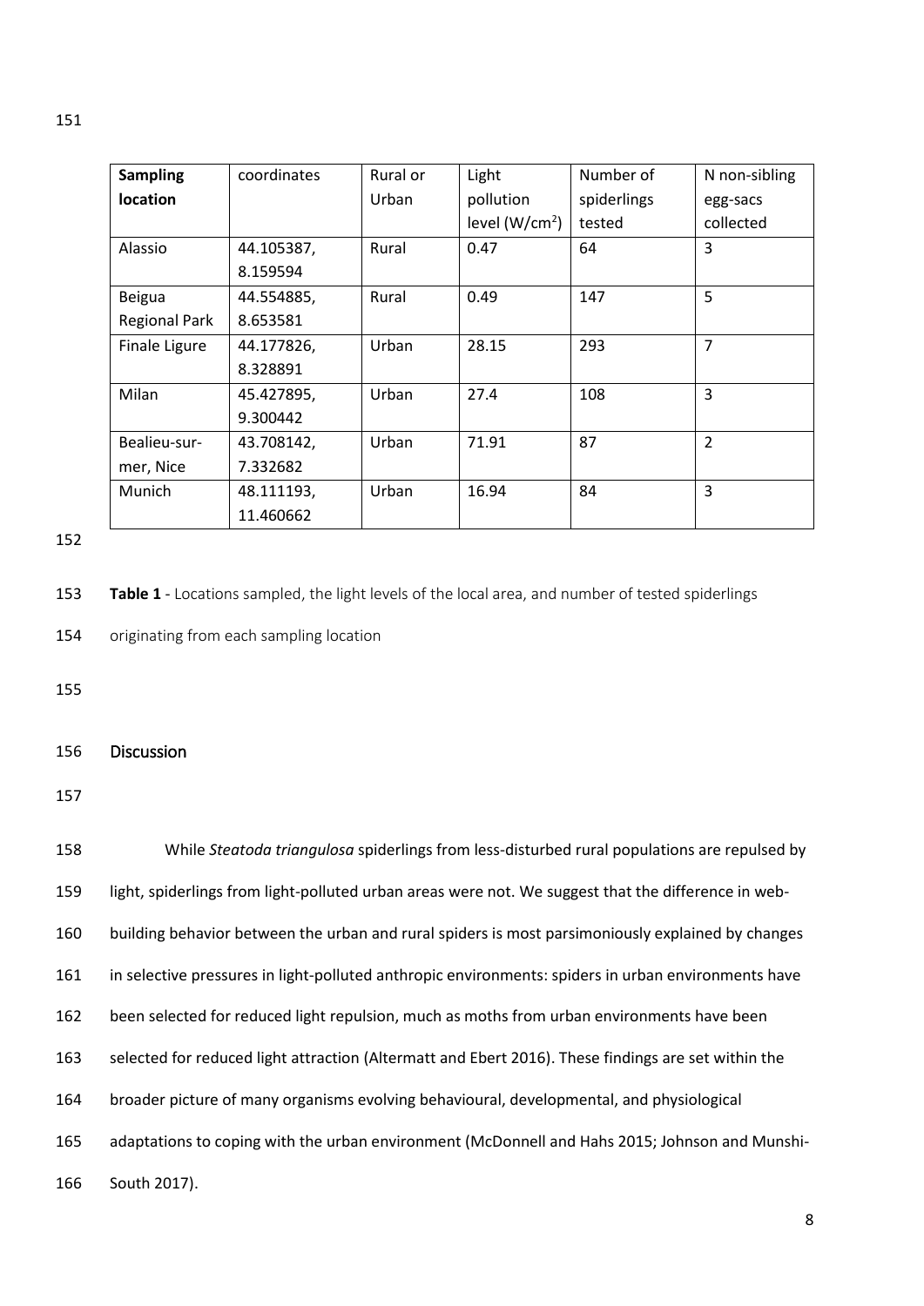| **Sampling location** | coordinates | Rural or Urban | Light pollution level ($W/cm^2$) | Number of spiderlings tested | N non-sibling egg-sacs collected |
|---|---|---|---|---|---|
| Alassio | 44.105387, 8.159594 | Rural | 0.47 | 64 | 3 |
| Beigua Regional Park | 44.554885, 8.653581 | Rural | 0.49 | 147 | 5 |
| Finale Ligure | 44.177826, 8.328891 | Urban | 28.15 | 293 | 7 |
| Milan | 45.427895, 9.300442 | Urban | 27.4 | 108 | 3 |
| Bealieu-sur-mer, Nice | 43.708142, 7.332682 | Urban | 71.91 | 87 | 2 |
| Munich | 48.111193, 11.460662 | Urban | 16.94 | 84 | 3 |

**Table 1** - Locations sampled, the light levels of the local area, and number of tested spiderlings originating from each sampling location

## Discussion

While *Steatoda triangulosa* spiderlings from less-disturbed rural populations are repulsed by light, spiderlings from light-polluted urban areas were not. We suggest that the difference in web-building behavior between the urban and rural spiders is most parsimoniously explained by changes in selective pressures in light-polluted anthropic environments: spiders in urban environments have been selected for reduced light repulsion, much as moths from urban environments have been selected for reduced light attraction (Altermatt and Ebert 2016). These findings are set within the broader picture of many organisms evolving behavioural, developmental, and physiological adaptations to coping with the urban environment (McDonnell and Hahs 2015; Johnson and Munshi-South 2017).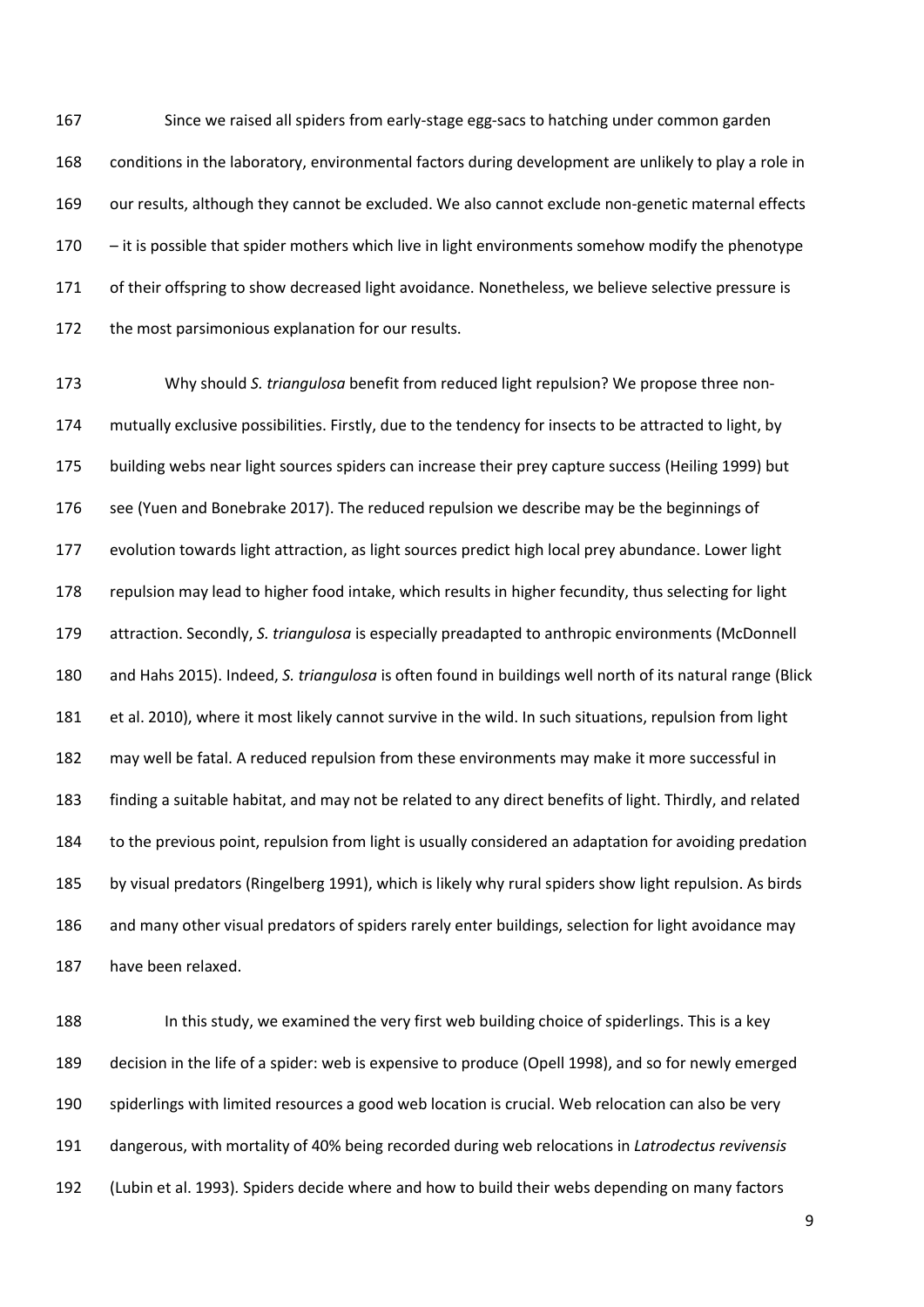Since we raised all spiders from early-stage egg-sacs to hatching under common garden conditions in the laboratory, environmental factors during development are unlikely to play a role in our results, although they cannot be excluded. We also cannot exclude non-genetic maternal effects – it is possible that spider mothers which live in light environments somehow modify the phenotype of their offspring to show decreased light avoidance. Nonetheless, we believe selective pressure is the most parsimonious explanation for our results.

Why should *S. triangulosa* benefit from reduced light repulsion? We propose three non-mutually exclusive possibilities. Firstly, due to the tendency for insects to be attracted to light, by building webs near light sources spiders can increase their prey capture success (Heiling 1999) but see (Yuen and Bonebrake 2017). The reduced repulsion we describe may be the beginnings of evolution towards light attraction, as light sources predict high local prey abundance. Lower light repulsion may lead to higher food intake, which results in higher fecundity, thus selecting for light attraction. Secondly, *S. triangulosa* is especially preadapted to anthropic environments (McDonnell and Hahs 2015). Indeed, *S. triangulosa* is often found in buildings well north of its natural range (Blick et al. 2010), where it most likely cannot survive in the wild. In such situations, repulsion from light may well be fatal. A reduced repulsion from these environments may make it more successful in finding a suitable habitat, and may not be related to any direct benefits of light. Thirdly, and related to the previous point, repulsion from light is usually considered an adaptation for avoiding predation by visual predators (Ringelberg 1991), which is likely why rural spiders show light repulsion. As birds and many other visual predators of spiders rarely enter buildings, selection for light avoidance may have been relaxed.

In this study, we examined the very first web building choice of spiderlings. This is a key decision in the life of a spider: web is expensive to produce (Opell 1998), and so for newly emerged spiderlings with limited resources a good web location is crucial. Web relocation can also be very dangerous, with mortality of 40% being recorded during web relocations in *Latrodectus revivensis* (Lubin et al. 1993). Spiders decide where and how to build their webs depending on many factors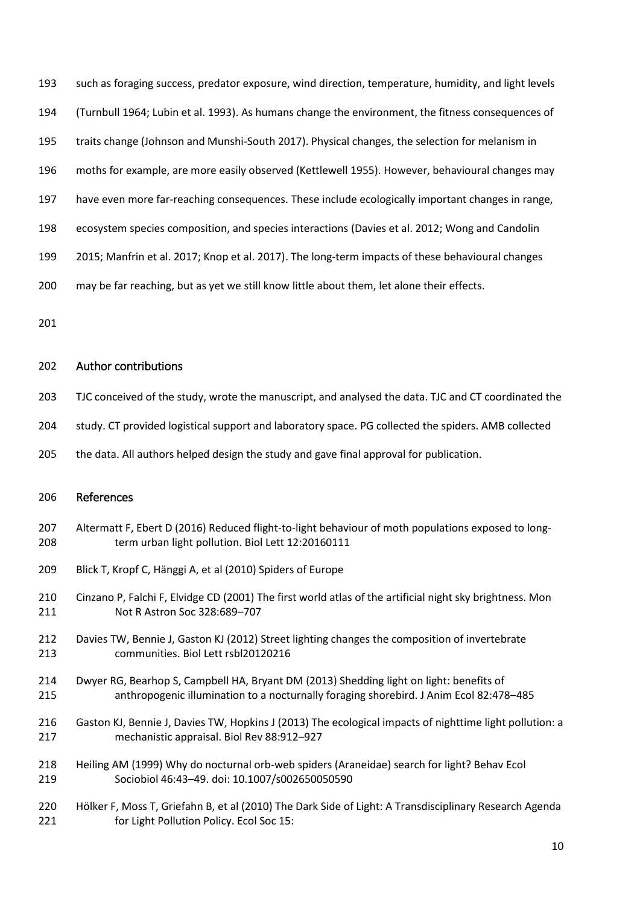such as foraging success, predator exposure, wind direction, temperature, humidity, and light levels (Turnbull 1964; Lubin et al. 1993). As humans change the environment, the fitness consequences of traits change (Johnson and Munshi-South 2017). Physical changes, the selection for melanism in moths for example, are more easily observed (Kettlewell 1955). However, behavioural changes may have even more far-reaching consequences. These include ecologically important changes in range, ecosystem species composition, and species interactions (Davies et al. 2012; Wong and Candolin 2015; Manfrin et al. 2017; Knop et al. 2017). The long-term impacts of these behavioural changes may be far reaching, but as yet we still know little about them, let alone their effects.

## Author contributions

TJC conceived of the study, wrote the manuscript, and analysed the data. TJC and CT coordinated the study. CT provided logistical support and laboratory space. PG collected the spiders. AMB collected the data. All authors helped design the study and gave final approval for publication.

## References

Altermatt F, Ebert D (2016) Reduced flight-to-light behaviour of moth populations exposed to long-term urban light pollution. Biol Lett 12:20160111

Blick T, Kropf C, Hänggi A, et al (2010) Spiders of Europe

Cinzano P, Falchi F, Elvidge CD (2001) The first world atlas of the artificial night sky brightness. Mon Not R Astron Soc 328:689–707

Davies TW, Bennie J, Gaston KJ (2012) Street lighting changes the composition of invertebrate communities. Biol Lett rsbl20120216

Dwyer RG, Bearhop S, Campbell HA, Bryant DM (2013) Shedding light on light: benefits of anthropogenic illumination to a nocturnally foraging shorebird. J Anim Ecol 82:478–485

Gaston KJ, Bennie J, Davies TW, Hopkins J (2013) The ecological impacts of nighttime light pollution: a mechanistic appraisal. Biol Rev 88:912–927

Heiling AM (1999) Why do nocturnal orb-web spiders (Araneidae) search for light? Behav Ecol Sociobiol 46:43–49. doi: 10.1007/s002650050590

Hölker F, Moss T, Griefahn B, et al (2010) The Dark Side of Light: A Transdisciplinary Research Agenda for Light Pollution Policy. Ecol Soc 15: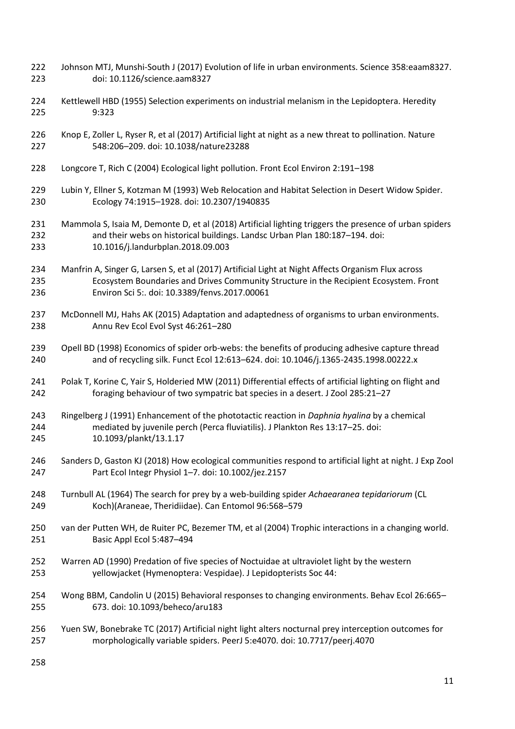Johnson MTJ, Munshi-South J (2017) Evolution of life in urban environments. Science 358:eaam8327. doi: 10.1126/science.aam8327

Kettlewell HBD (1955) Selection experiments on industrial melanism in the Lepidoptera. Heredity 9:323

Knop E, Zoller L, Ryser R, et al (2017) Artificial light at night as a new threat to pollination. Nature 548:206–209. doi: 10.1038/nature23288

Longcore T, Rich C (2004) Ecological light pollution. Front Ecol Environ 2:191–198

Lubin Y, Ellner S, Kotzman M (1993) Web Relocation and Habitat Selection in Desert Widow Spider. Ecology 74:1915–1928. doi: 10.2307/1940835

Mammola S, Isaia M, Demonte D, et al (2018) Artificial lighting triggers the presence of urban spiders and their webs on historical buildings. Landsc Urban Plan 180:187–194. doi: 10.1016/j.landurbplan.2018.09.003

Manfrin A, Singer G, Larsen S, et al (2017) Artificial Light at Night Affects Organism Flux across Ecosystem Boundaries and Drives Community Structure in the Recipient Ecosystem. Front Environ Sci 5:. doi: 10.3389/fenvs.2017.00061

McDonnell MJ, Hahs AK (2015) Adaptation and adaptedness of organisms to urban environments. Annu Rev Ecol Evol Syst 46:261–280

Opell BD (1998) Economics of spider orb-webs: the benefits of producing adhesive capture thread and of recycling silk. Funct Ecol 12:613–624. doi: 10.1046/j.1365-2435.1998.00222.x

Polak T, Korine C, Yair S, Holderied MW (2011) Differential effects of artificial lighting on flight and foraging behaviour of two sympatric bat species in a desert. J Zool 285:21–27

Ringelberg J (1991) Enhancement of the phototactic reaction in *Daphnia hyalina* by a chemical mediated by juvenile perch (Perca fluviatilis). J Plankton Res 13:17–25. doi: 10.1093/plankt/13.1.17

Sanders D, Gaston KJ (2018) How ecological communities respond to artificial light at night. J Exp Zool Part Ecol Integr Physiol 1–7. doi: 10.1002/jez.2157

Turnbull AL (1964) The search for prey by a web-building spider *Achaearanea tepidariorum* (CL Koch)(Araneae, Theridiidae). Can Entomol 96:568–579

van der Putten WH, de Ruiter PC, Bezemer TM, et al (2004) Trophic interactions in a changing world. Basic Appl Ecol 5:487–494

Warren AD (1990) Predation of five species of Noctuidae at ultraviolet light by the western yellowjacket (Hymenoptera: Vespidae). J Lepidopterists Soc 44:

Wong BBM, Candolin U (2015) Behavioral responses to changing environments. Behav Ecol 26:665–673. doi: 10.1093/beheco/aru183

Yuen SW, Bonebrake TC (2017) Artificial night light alters nocturnal prey interception outcomes for morphologically variable spiders. PeerJ 5:e4070. doi: 10.7717/peerj.4070